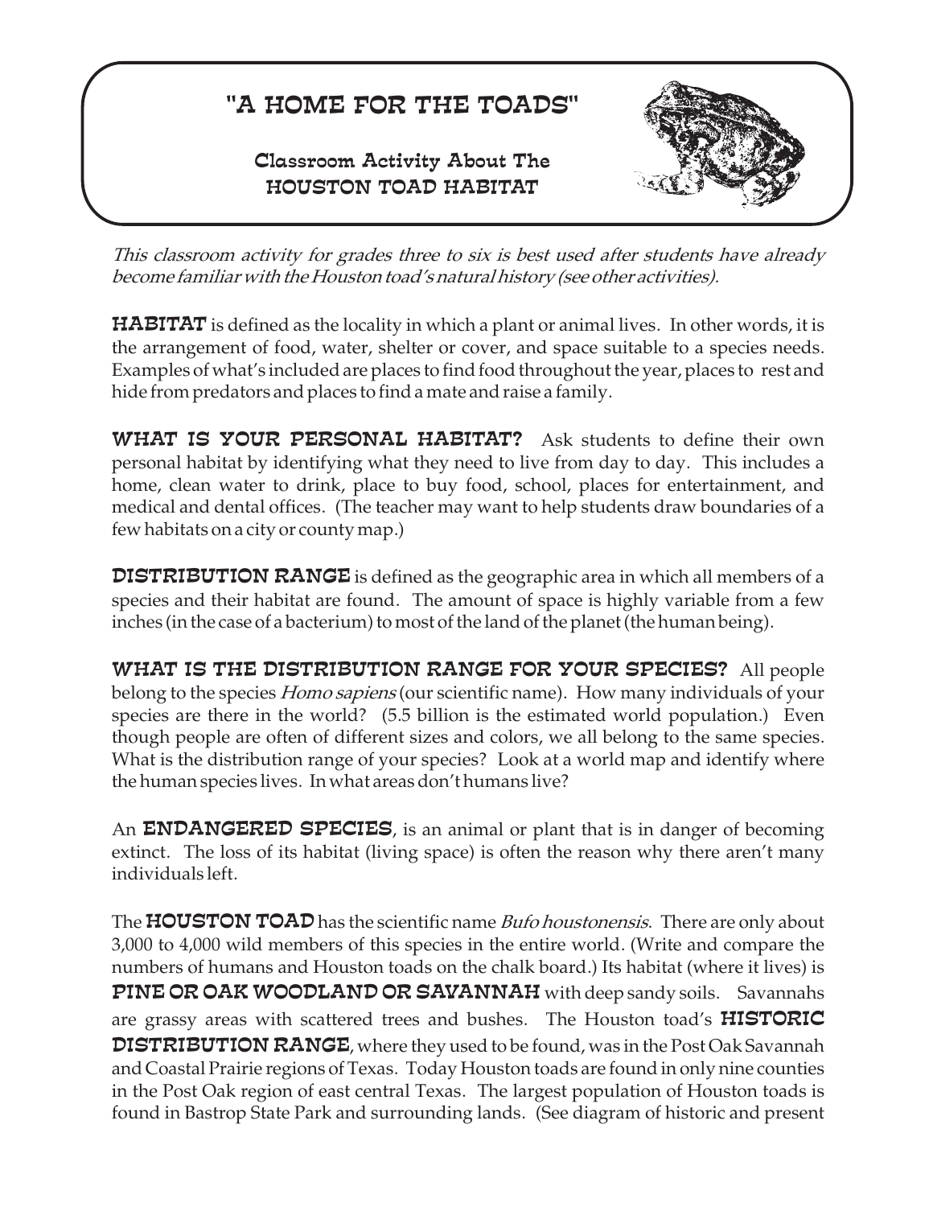# "A HOME FOR THE TOADS"

## Classroom Activity About The HOUSTON TOAD HABITAT

*This classroom activity for grades three to six is best used after students have already become familiar with the Houston toad's natural history (see other activities).*

**HABITAT** is defined as the locality in which a plant or animal lives. In other words, it is the arrangement of food, water, shelter or cover, and space suitable to a species needs. Examples of what's included are places to find food throughout the year, places to rest and hide from predators and places to find a mate and raise a family.

**WHAT IS YOUR PERSONAL HABITAT?** Ask students to define their own personal habitat by identifying what they need to live from day to day. This includes a home, clean water to drink, place to buy food, school, places for entertainment, and medical and dental offices. (The teacher may want to help students draw boundaries of a few habitats on a city or county map.)

**DISTRIBUTION RANGE** is defined as the geographic area in which all members of a species and their habitat are found. The amount of space is highly variable from a few inches (in the case of a bacterium) to most of the land of the planet (the human being).

**WHAT IS THE DISTRIBUTION RANGE FOR YOUR SPECIES?** All people belong to the species *Homo sapiens* (our scientific name). How many individuals of your species are there in the world? (5.5 billion is the estimated world population.) Even though people are often of different sizes and colors, we all belong to the same species. What is the distribution range of your species? Look at a world map and identify where the human species lives. In what areas don't humans live?

An **ENDANGERED SPECIES**, is an animal or plant that is in danger of becoming extinct. The loss of its habitat (living space) is often the reason why there aren't many individuals left.

The **HOUSTON TOAD** has the scientific name *Bufo houstonensis*. There are only about 3,000 to 4,000 wild members of this species in the entire world. (Write and compare the numbers of humans and Houston toads on the chalk board.) Its habitat (where it lives) is **PINE OR OAK WOODLAND OR SAVANNAH** with deep sandy soils. Savannahs are grassy areas with scattered trees and bushes. The Houston toad's **HISTORIC DISTRIBUTION RANGE**, where they used to be found, was in the Post Oak Savannah and Coastal Prairie regions of Texas. Today Houston toads are found in only nine counties in the Post Oak region of east central Texas. The largest population of Houston toads is found in Bastrop State Park and surrounding lands. (See diagram of historic and present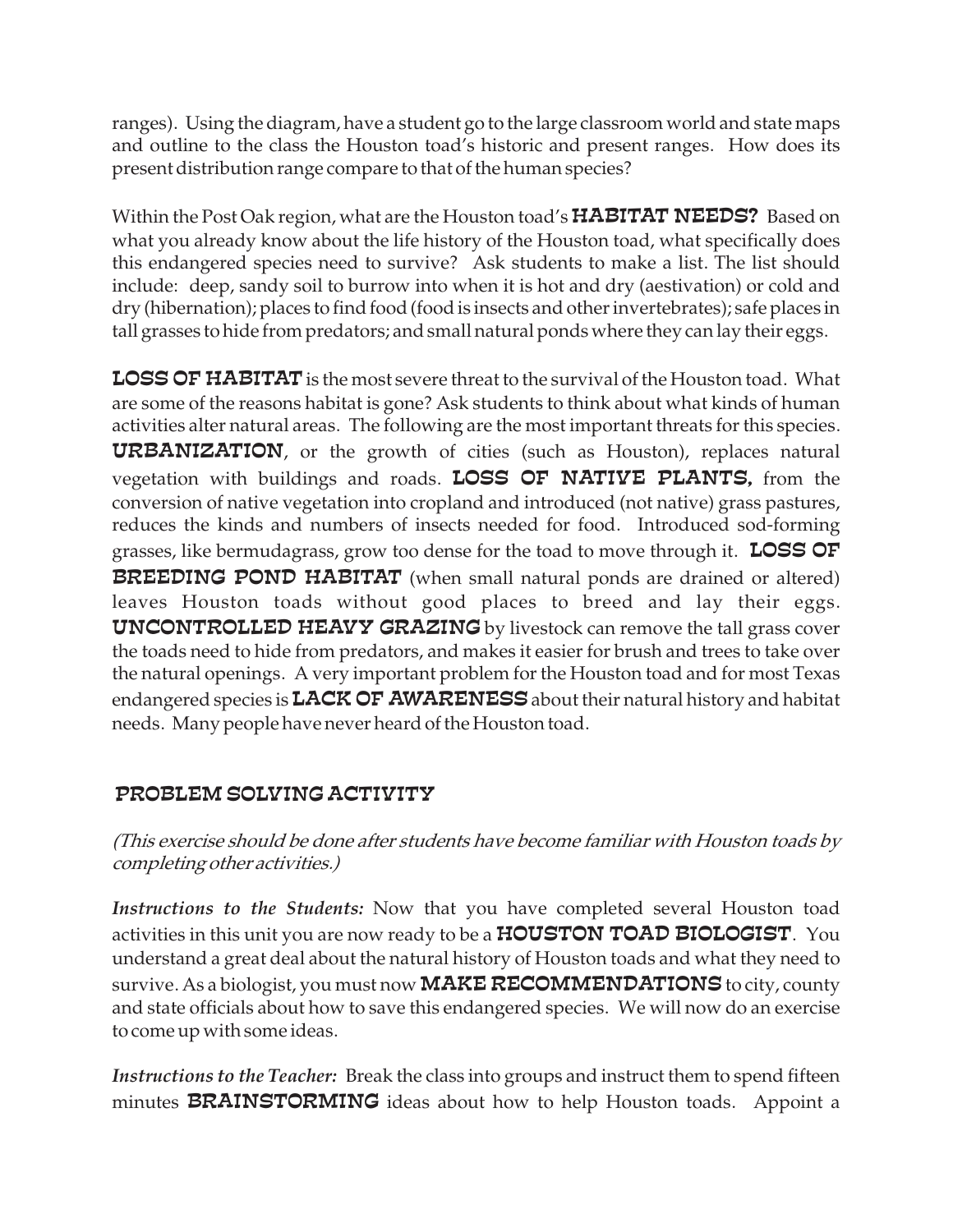ranges). Using the diagram, have a student go to the large classroom world and state maps and outline to the class the Houston toad's historic and present ranges. How does its present distribution range compare to that of the human species?

Within the Post Oak region, what are the Houston toad's **HABITAT NEEDS?** Based on what you already know about the life history of the Houston toad, what specifically does this endangered species need to survive? Ask students to make a list. The list should include: deep, sandy soil to burrow into when it is hot and dry (aestivation) or cold and dry (hibernation); places to find food (food is insects and other invertebrates); safe places in tall grasses to hide from predators; and small natural ponds where they can lay their eggs.

**LOSS OF HABITAT** is the most severe threat to the survival of the Houston toad. What are some of the reasons habitat is gone? Ask students to think about what kinds of human activities alter natural areas. The following are the most important threats for this species. **URBANIZATION**, or the growth of cities (such as Houston), replaces natural vegetation with buildings and roads. **LOSS OF NATIVE PLANTS,** from the conversion of native vegetation into cropland and introduced (not native) grass pastures, reduces the kinds and numbers of insects needed for food. Introduced sod-forming grasses, like bermudagrass, grow too dense for the toad to move through it. **LOSS OF BREEDING POND HABITAT** (when small natural ponds are drained or altered) leaves Houston toads without good places to breed and lay their eggs. **UNCONTROLLED HEAVY GRAZING** by livestock can remove the tall grass cover the toads need to hide from predators, and makes it easier for brush and trees to take over the natural openings. A very important problem for the Houston toad and for most Texas endangered species is **LACK OF AWARENESS** about their natural history and habitat needs. Many people have never heard of the Houston toad.

## PROBLEM SOLVING ACTIVITY

*(This exercise should be done after students have become familiar with Houston toads by completing other activities.)*

***Instructions to the Students:*** Now that you have completed several Houston toad activities in this unit you are now ready to be a **HOUSTON TOAD BIOLOGIST**. You understand a great deal about the natural history of Houston toads and what they need to survive. As a biologist, you must now **MAKE RECOMMENDATIONS** to city, county and state officials about how to save this endangered species. We will now do an exercise to come up with some ideas.

***Instructions to the Teacher:*** Break the class into groups and instruct them to spend fifteen minutes **BRAINSTORMING** ideas about how to help Houston toads. Appoint a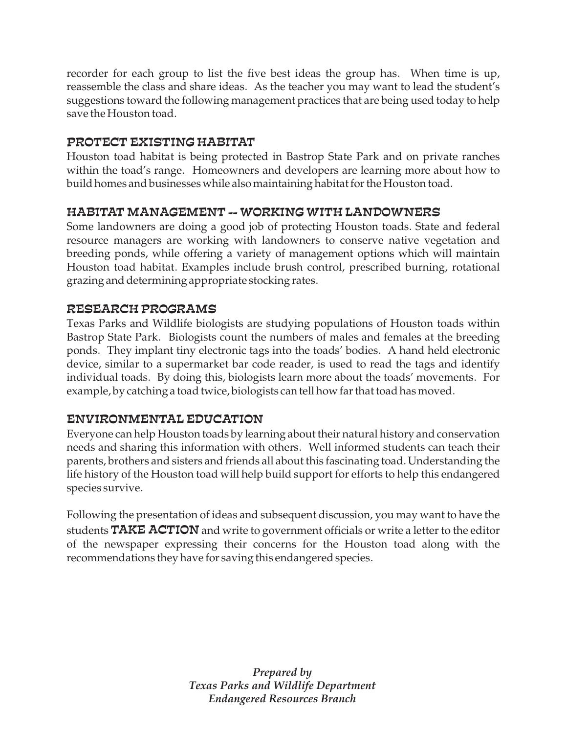recorder for each group to list the five best ideas the group has. When time is up, reassemble the class and share ideas. As the teacher you may want to lead the student's suggestions toward the following management practices that are being used today to help save the Houston toad.

## PROTECT EXISTING HABITAT

Houston toad habitat is being protected in Bastrop State Park and on private ranches within the toad's range. Homeowners and developers are learning more about how to build homes and businesses while also maintaining habitat for the Houston toad.

## HABITAT MANAGEMENT -- WORKING WITH LANDOWNERS

Some landowners are doing a good job of protecting Houston toads. State and federal resource managers are working with landowners to conserve native vegetation and breeding ponds, while offering a variety of management options which will maintain Houston toad habitat. Examples include brush control, prescribed burning, rotational grazing and determining appropriate stocking rates.

## RESEARCH PROGRAMS

Texas Parks and Wildlife biologists are studying populations of Houston toads within Bastrop State Park. Biologists count the numbers of males and females at the breeding ponds. They implant tiny electronic tags into the toads' bodies. A hand held electronic device, similar to a supermarket bar code reader, is used to read the tags and identify individual toads. By doing this, biologists learn more about the toads' movements. For example, by catching a toad twice, biologists can tell how far that toad has moved.

## ENVIRONMENTAL EDUCATION

Everyone can help Houston toads by learning about their natural history and conservation needs and sharing this information with others. Well informed students can teach their parents, brothers and sisters and friends all about this fascinating toad. Understanding the life history of the Houston toad will help build support for efforts to help this endangered species survive.

Following the presentation of ideas and subsequent discussion, you may want to have the students **TAKE ACTION** and write to government officials or write a letter to the editor of the newspaper expressing their concerns for the Houston toad along with the recommendations they have for saving this endangered species.

*Prepared by*
*Texas Parks and Wildlife Department*
*Endangered Resources Branch*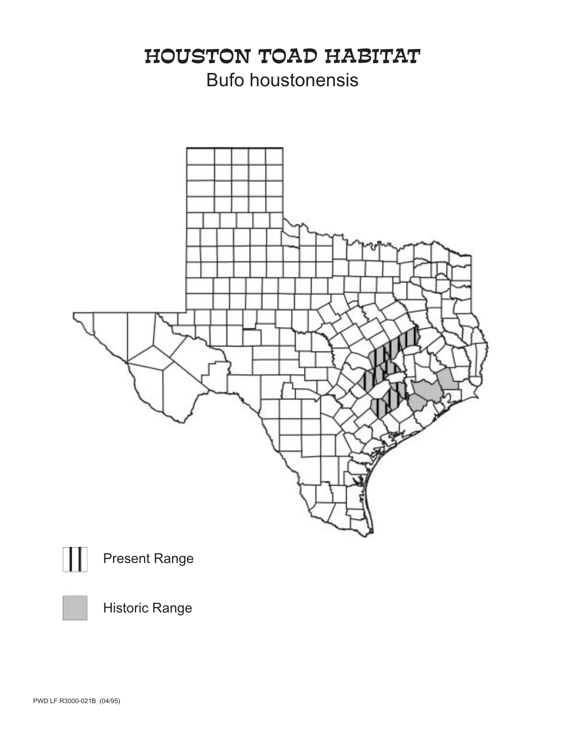# HOUSTON TOAD HABITAT

## *Bufo houstonensis*

Present Range

Historic Range

PWD LF R3000-021B (04/95)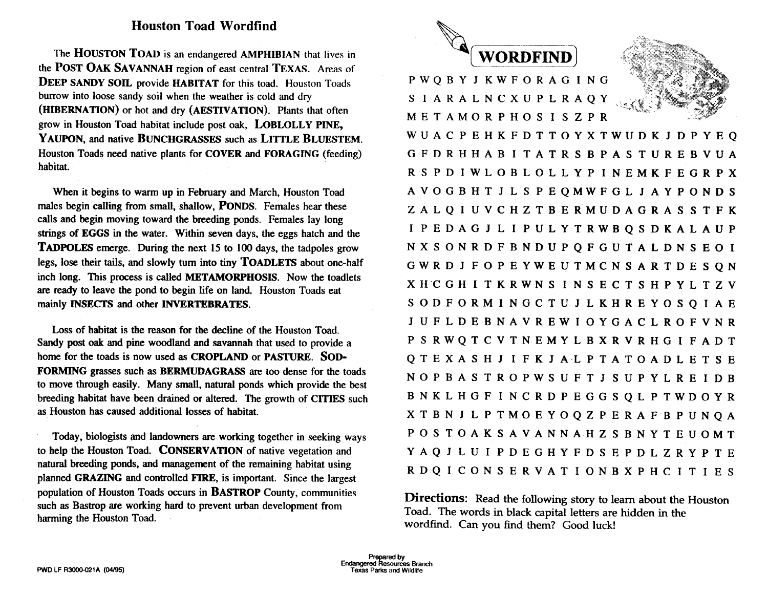# Houston Toad Wordfind

The **HOUSTON TOAD** is an endangered **AMPHIBIAN** that lives in the **POST OAK SAVANNAH** region of east central **TEXAS**. Areas of **DEEP SANDY SOIL** provide **HABITAT** for this toad. Houston Toads burrow into loose sandy soil when the weather is cold and dry (**HIBERNATION**) or hot and dry (**AESTIVATION**). Plants that often grow in Houston Toad habitat include post oak, **LOBLOLLY PINE**, **YAUPON**, and native **BUNCHGRASSES** such as **LITTLE BLUESTEM**. Houston Toads need native plants for **COVER** and **FORAGING** (feeding) habitat.

When it begins to warm up in February and March, Houston Toad males begin calling from small, shallow, **PONDS**. Females hear these calls and begin moving toward the breeding ponds. Females lay long strings of **EGGS** in the water. Within seven days, the eggs hatch and the **TADPOLES** emerge. During the next 15 to 100 days, the tadpoles grow legs, lose their tails, and slowly turn into tiny **TOADLETS** about one-half inch long. This process is called **METAMORPHOSIS**. Now the toadlets are ready to leave the pond to begin life on land. Houston Toads eat mainly **INSECTS** and other **INVERTEBRATES**.

Loss of habitat is the reason for the decline of the Houston Toad. Sandy post oak and pine woodland and savannah that used to provide a home for the toads is now used as **CROPLAND** or **PASTURE**. **SOD-FORMING** grasses such as **BERMUDAGRASS** are too dense for the toads to move through easily. Many small, natural ponds which provide the best breeding habitat have been drained or altered. The growth of **CITIES** such as Houston has caused additional losses of habitat.

Today, biologists and landowners are working together in seeking ways to help the Houston Toad. **CONSERVATION** of native vegetation and natural breeding ponds, and management of the remaining habitat using planned **GRAZING** and controlled **FIRE**, is important. Since the largest population of Houston Toads occurs in **BASTROP** County, communities such as Bastrop are working hard to prevent urban development from harming the Houston Toad.

## WORDFIND

```
P W Q B Y J K W F O R A G I N G
S I A R A L N C X U P L R A Q Y
M E T A M O R P H O S I S Z P R
W U A C P E H K F D T T O Y X T W U D K J D P Y E Q
G F D R H H A B I T A T R S B P A S T U R E B V U A
R S P D I W L O B L O L L Y P I N E M K F E G R P X
A V O G B H T J L S P E Q M W F G L J A Y P O N D S
Z A L Q I U V C H Z T B E R M U D A G R A S S T F K
I P E D A G J L I P U L Y T R W B Q S D K A L A U P
N X S O N R D F B N D U P Q F G U T A L D N S E O I
G W R D J F O P E Y W E U T M C N S A R T D E S Q N
X H C G H I T K R W N S I N S E C T S H P Y L T Z V
S O D F O R M I N G C T U J L K H R E Y O S Q I A E
J U F L D E B N A V R E W I O Y G A C L R O F V N R
P S R W Q T C V T N E M Y L B X R V R H G I F A D T
Q T E X A S H J I F K J A L P T A T O A D L E T S E
N O P B A S T R O P W S U F T J S U P Y L R E I D B
B N K L H G F I N C R D P E G G S Q L P T W D O Y R
X T B N J L P T M O E Y O Q Z P E R A F B P U N Q A
P O S T O A K S A V A N N A H Z S B N Y T E U O M T
Y A Q J L U I P D E G H Y F D S E P D L Z R Y P T E
R D Q I C O N S E R V A T I O N B X P H C I T I E S
```

**Directions**: Read the following story to learn about the Houston Toad. The words in black capital letters are hidden in the wordfind. Can you find them? Good luck!

PWD LF R3000-021A (04/95)

Prepared by
Endangered Resources Branch
Texas Parks and Wildlife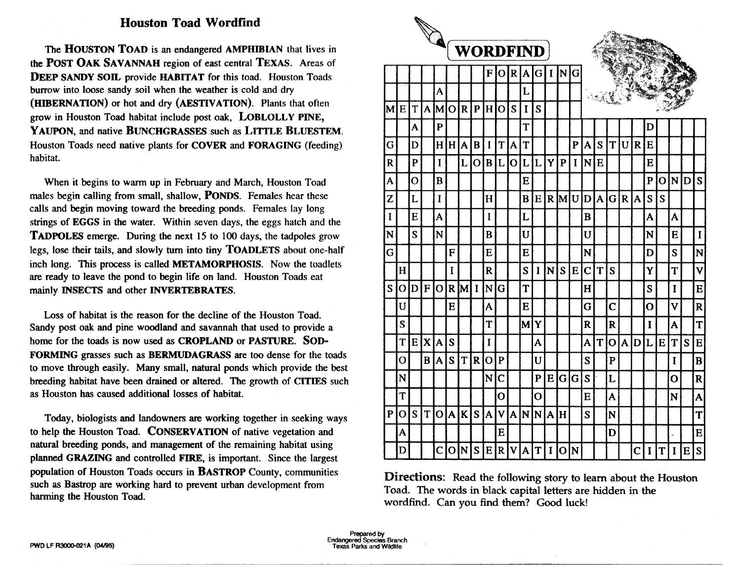## Houston Toad Wordfind

The **HOUSTON TOAD** is an endangered **AMPHIBIAN** that lives in the **POST OAK SAVANNAH** region of east central **TEXAS**. Areas of **DEEP SANDY SOIL** provide **HABITAT** for this toad. Houston Toads burrow into loose sandy soil when the weather is cold and dry (**HIBERNATION**) or hot and dry (**AESTIVATION**). Plants that often grow in Houston Toad habitat include post oak, **LOBLOLLY PINE**, **YAUPON**, and native **BUNCHGRASSES** such as **LITTLE BLUESTEM**. Houston Toads need native plants for **COVER** and **FORAGING** (feeding) habitat.

When it begins to warm up in February and March, Houston Toad males begin calling from small, shallow, **PONDS**. Females hear these calls and begin moving toward the breeding ponds. Females lay long strings of **EGGS** in the water. Within seven days, the eggs hatch and the **TADPOLES** emerge. During the next 15 to 100 days, the tadpoles grow legs, lose their tails, and slowly turn into tiny **TOADLETS** about one-half inch long. This process is called **METAMORPHOSIS**. Now the toadlets are ready to leave the pond to begin life on land. Houston Toads eat mainly **INSECTS** and other **INVERTEBRATES**.

Loss of habitat is the reason for the decline of the Houston Toad. Sandy post oak and pine woodland and savannah that used to provide a home for the toads is now used as **CROPLAND** or **PASTURE**. **SOD-FORMING** grasses such as **BERMUDAGRASS** are too dense for the toads to move through easily. Many small, natural ponds which provide the best breeding habitat have been drained or altered. The growth of **CITIES** such as Houston has caused additional losses of habitat.

Today, biologists and landowners are working together in seeking ways to help the Houston Toad. **CONSERVATION** of native vegetation and natural breeding ponds, and management of the remaining habitat using planned **GRAZING** and controlled **FIRE**, is important. Since the largest population of Houston Toads occurs in **BASTROP** County, communities such as Bastrop are working hard to prevent urban development from harming the Houston Toad.

## WORDFIND

| | | | | | | | | | | | | | | | | | | | | | | | | | |
|---|---|---|---|---|---|---|---|---|---|---|---|---|---|---|---|---|---|---|---|---|---|---|---|---|---|
| | | | | | | | | F | O | R | A | G | I | N | G | | | | | | | | | | |
| | | | | A | | | | | | | L | | | | | | | | | | | | | | |
| M | E | T | A | M | O | R | P | H | O | S | I | S | | | | | | | | | | | | | |
| | | A | | P | | | | | | | T | | | | | | | | | | D | | | | |
| G | | D | | H | H | A | B | I | T | A | T | | | | P | A | S | T | U | R | E | | | | |
| R | | P | | I | | L | O | B | L | O | L | L | Y | P | I | N | E | | | | E | | | | |
| A | | O | | B | | | | | | | E | | | | | | | | | | P | O | N | D | S |
| Z | | L | | I | | | | H | | | B | E | R | M | U | D | A | G | R | A | S | S | | | |
| I | | E | | A | | | | I | | | L | | | | | B | | | | | A | | A | | |
| N | | S | | N | | | | B | | | U | | | | | U | | | | | N | | E | | I |
| G | | | | | F | | | E | | | E | | | | | N | | | | | D | | S | | N |
| | H | | | | I | | | R | | | S | I | N | S | E | C | T | S | | | Y | | T | | V |
| S | O | D | F | O | R | M | I | N | G | | T | | | | | H | | | | | S | | I | | E |
| | U | | | | E | | | A | | | E | | | | | G | | C | | | O | | V | | R |
| | S | | | | T | | | T | | | M | Y | | | | R | | R | | | I | | A | | T |
| | T | E | X | A | S | | | I | | | | A | | | | A | T | O | A | D | L | E | T | S | E |
| | O | | B | A | S | T | R | O | P | | | U | | | | S | | P | | | | | I | | B |
| | N | | | | | | | N | C | | | P | E | G | G | S | | L | | | | | O | | R |
| | T | | | | | | | | O | | | O | | | | E | | A | | | | | N | | A |
| P | O | S | T | O | A | K | S | A | V | A | N | N | A | H | | S | | N | | | | | | | T |
| | A | | | | | | | | E | | | | | | | | | D | | | | | | | E |
| | D | | | C | O | N | S | E | R | V | A | T | I | O | N | | | | | C | I | T | I | E | S |

**Directions:** Read the following story to learn about the Houston Toad. The words in black capital letters are hidden in the wordfind. Can you find them? Good luck!

PWD LF R3000-021A (04/95)

Prepared by
Endangered Species Branch
Texas Parks and Wildlife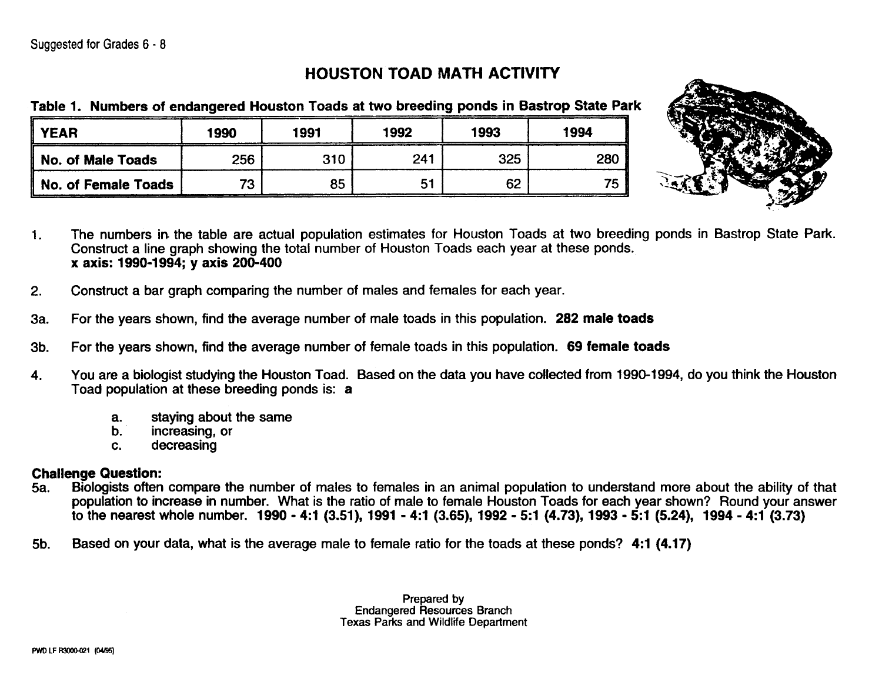Suggested for Grades 6 - 8

# HOUSTON TOAD MATH ACTIVITY

**Table 1. Numbers of endangered Houston Toads at two breeding ponds in Bastrop State Park**

| YEAR | 1990 | 1991 | 1992 | 1993 | 1994 |
|---|---|---|---|---|---|
| No. of Male Toads | 256 | 310 | 241 | 325 | 280 |
| No. of Female Toads | 73 | 85 | 51 | 62 | 75 |

1. The numbers in the table are actual population estimates for Houston Toads at two breeding ponds in Bastrop State Park. Construct a line graph showing the total number of Houston Toads each year at these ponds.
   **x axis: 1990-1994; y axis 200-400**

2. Construct a bar graph comparing the number of males and females for each year.

3a. For the years shown, find the average number of male toads in this population. **282 male toads**

3b. For the years shown, find the average number of female toads in this population. **69 female toads**

4. You are a biologist studying the Houston Toad. Based on the data you have collected from 1990-1994, do you think the Houston Toad population at these breeding ponds is: **a**

   a. staying about the same
   b. increasing, or
   c. decreasing

**Challenge Question:**

5a. Biologists often compare the number of males to females in an animal population to understand more about the ability of that population to increase in number. What is the ratio of male to female Houston Toads for each year shown? Round your answer to the nearest whole number. **1990 - 4:1 (3.51), 1991 - 4:1 (3.65), 1992 - 5:1 (4.73), 1993 - 5:1 (5.24), 1994 - 4:1 (3.73)**

5b. Based on your data, what is the average male to female ratio for the toads at these ponds? **4:1 (4.17)**

Prepared by
Endangered Resources Branch
Texas Parks and Wildlife Department

PWD LF R3000-021 (04/95)